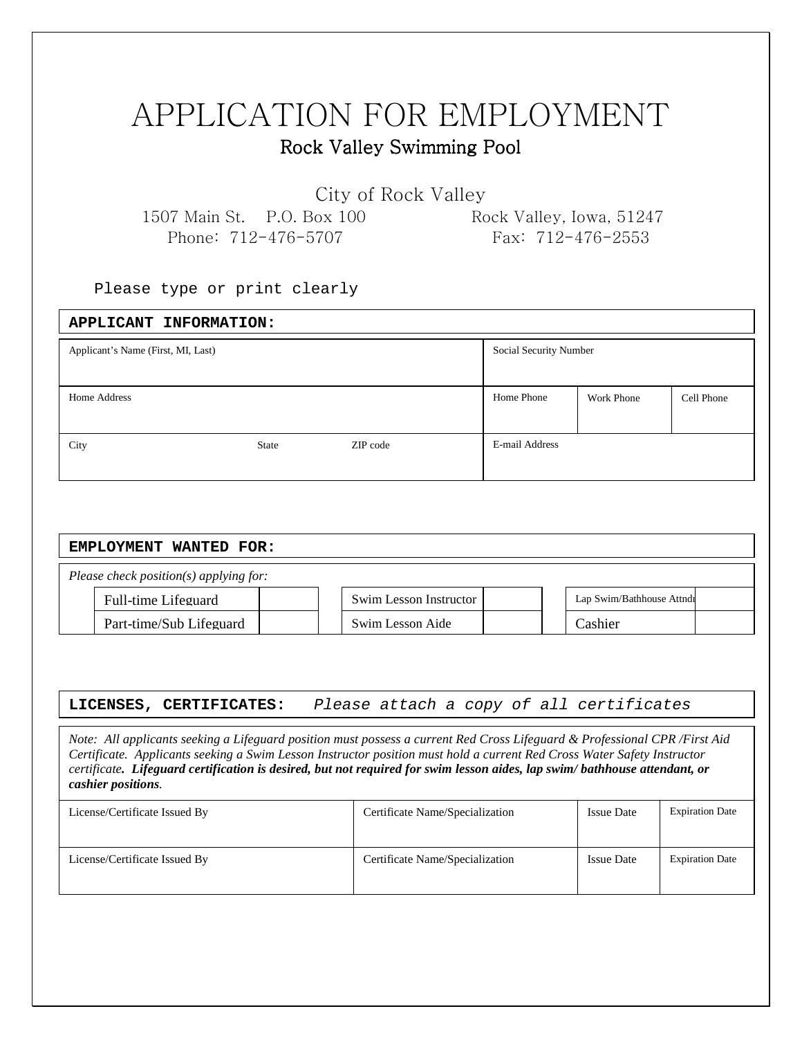# APPLICATION FOR EMPLOYMENT

## Rock Valley Swimming Pool

City of Rock Valley

1507 Main St. P.O. Box 100 Rock Valley, Iowa, 51247

Phone: 712-476-5707 Fax: 712-476-2553

Please type or print clearly

**APPLICANT INFORMATION:**

| | | | | | |
|---|---|---|---|---|---|
| Applicant's Name (First, MI, Last) | | | Social Security Number | | |
| Home Address | | | Home Phone | Work Phone | Cell Phone |
| City | State | ZIP code | E-mail Address | | |

**EMPLOYMENT WANTED FOR:**

*Please check position(s) applying for:*

| | | | | | |
|---|---|---|---|---|---|
| Full-time Lifeguard | | Swim Lesson Instructor | | Lap Swim/Bathhouse Attndr | |
| Part-time/Sub Lifeguard | | Swim Lesson Aide | | Cashier | |

**LICENSES, CERTIFICATES:** *Please attach a copy of all certificates*

*Note: All applicants seeking a Lifeguard position must possess a current Red Cross Lifeguard & Professional CPR /First Aid Certificate. Applicants seeking a Swim Lesson Instructor position must hold a current Red Cross Water Safety Instructor certificate.* ***Lifeguard certification is desired, but not required for swim lesson aides, lap swim/ bathhouse attendant, or cashier positions****.*

| | | | |
|---|---|---|---|
| License/Certificate Issued By | Certificate Name/Specialization | Issue Date | Expiration Date |
| License/Certificate Issued By | Certificate Name/Specialization | Issue Date | Expiration Date |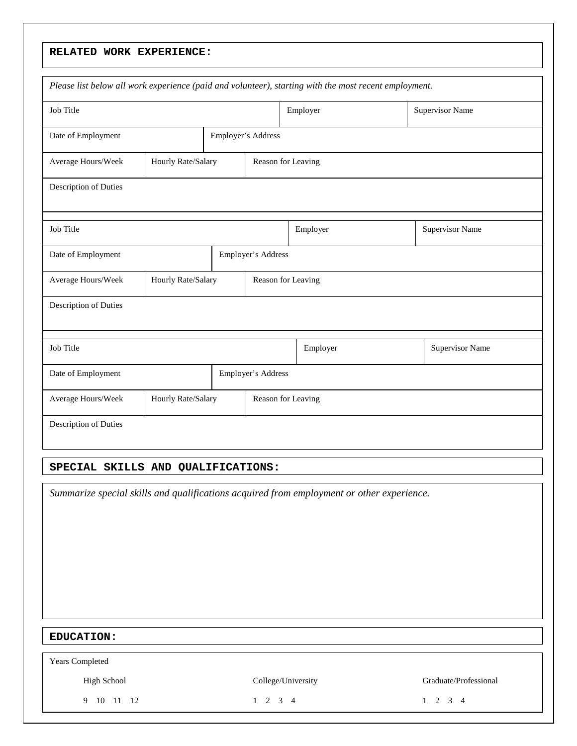## RELATED WORK EXPERIENCE:

*Please list below all work experience (paid and volunteer), starting with the most recent employment.*

| | | | | |
|---|---|---|---|---|
| Job Title | | | Employer | Supervisor Name |
| Date of Employment | | Employer's Address | | |
| Average Hours/Week | Hourly Rate/Salary | Reason for Leaving | | |
| Description of Duties | | | | |

| | | | | |
|---|---|---|---|---|
| Job Title | | | Employer | Supervisor Name |
| Date of Employment | | Employer's Address | | |
| Average Hours/Week | Hourly Rate/Salary | Reason for Leaving | | |
| Description of Duties | | | | |

| | | | | |
|---|---|---|---|---|
| Job Title | | | Employer | Supervisor Name |
| Date of Employment | | Employer's Address | | |
| Average Hours/Week | Hourly Rate/Salary | Reason for Leaving | | |
| Description of Duties | | | | |

## SPECIAL SKILLS AND QUALIFICATIONS:

*Summarize special skills and qualifications acquired from employment or other experience.*

## EDUCATION:

Years Completed

| High School | College/University | Graduate/Professional |
|---|---|---|
| 9 10 11 12 | 1 2 3 4 | 1 2 3 4 |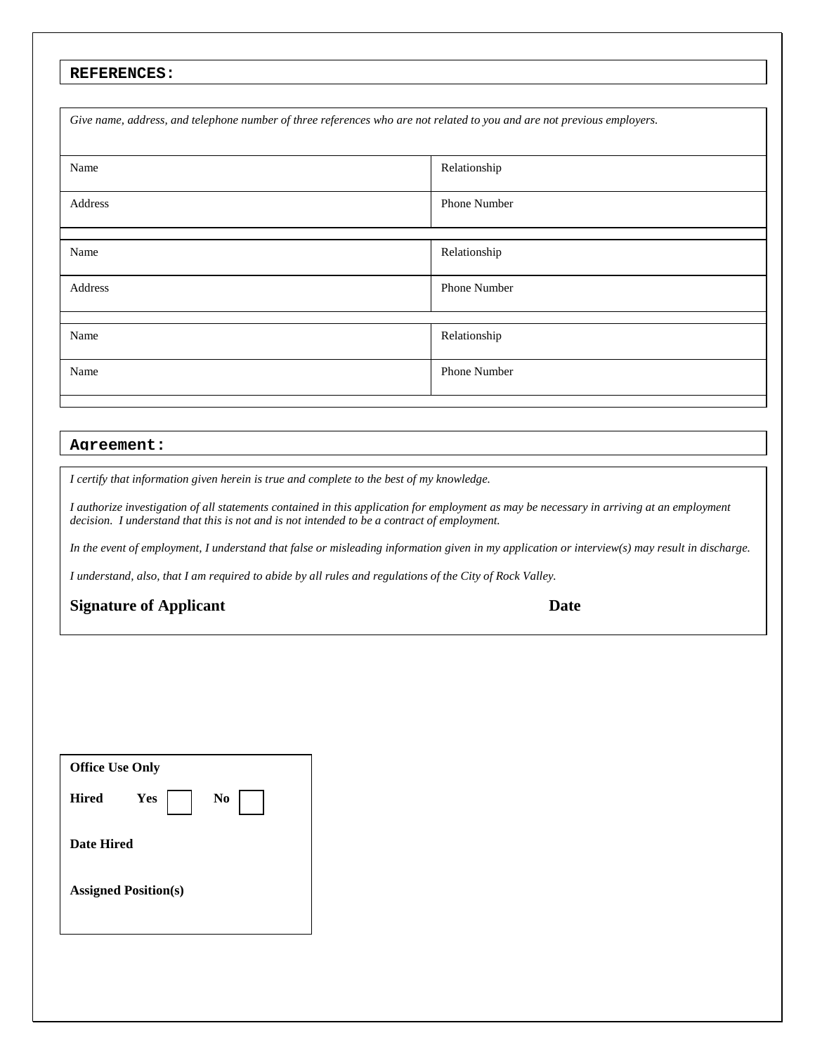## REFERENCES:

*Give name, address, and telephone number of three references who are not related to you and are not previous employers.*

| | |
|---|---|
| Name | Relationship |
| Address | Phone Number |
| Name | Relationship |
| Address | Phone Number |
| Name | Relationship |
| Name | Phone Number |

## Agreement:

*I certify that information given herein is true and complete to the best of my knowledge.*

*I authorize investigation of all statements contained in this application for employment as may be necessary in arriving at an employment decision. I understand that this is not and is not intended to be a contract of employment.*

*In the event of employment, I understand that false or misleading information given in my application or interview(s) may result in discharge.*

*I understand, also, that I am required to abide by all rules and regulations of the City of Rock Valley.*

**Signature of Applicant** **Date**

**Office Use Only**

**Hired** **Yes** ☐ **No** ☐

**Date Hired**

**Assigned Position(s)**